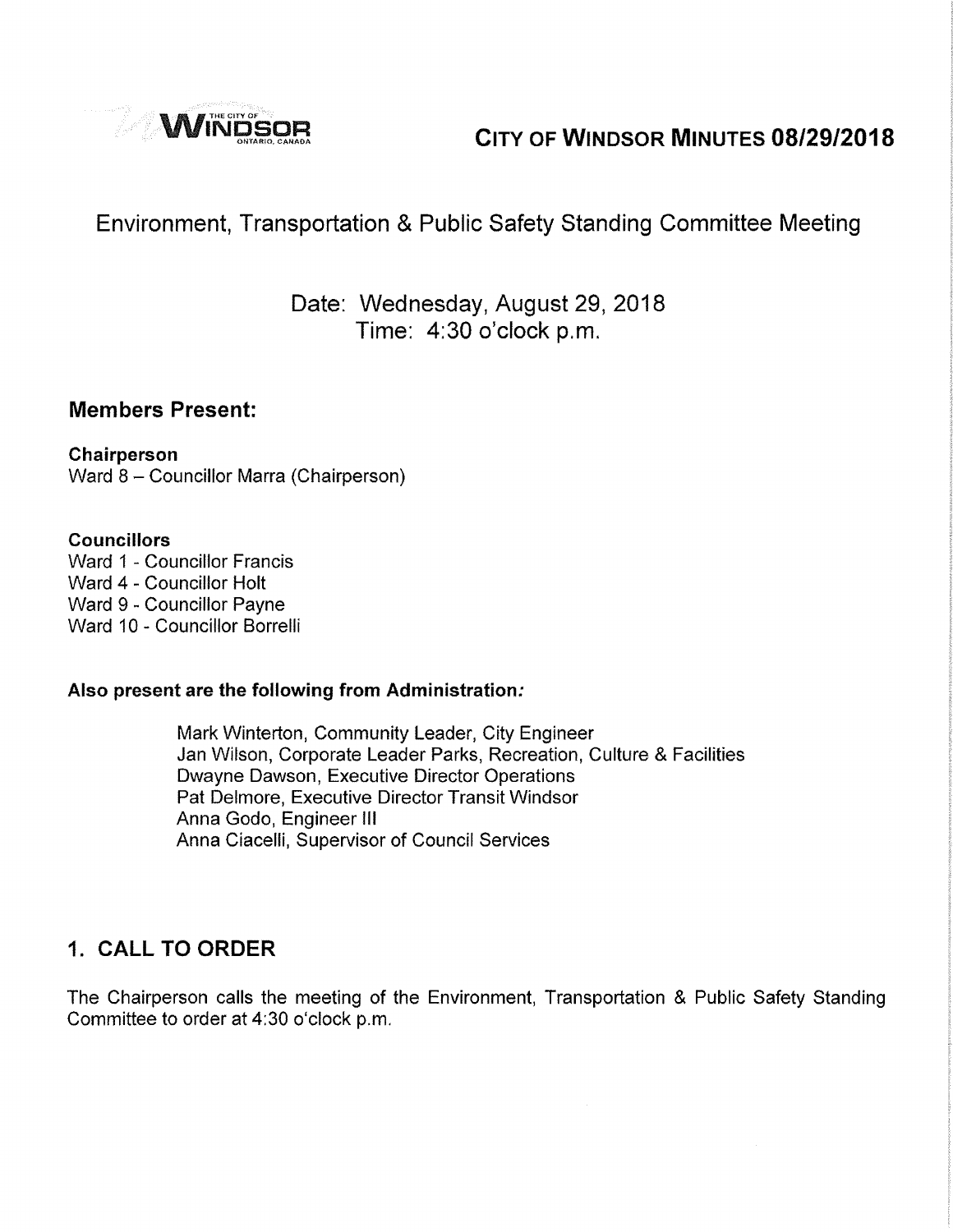# CITY OF WINDSOR MINUTES 08/29/2018

## Environment, Transportation & Public Safety Standing Committee Meeting

Date: Wednesday, August 29, 2018
Time: 4:30 o'clock p.m.

### Members Present:

**Chairperson**
Ward 8 – Councillor Marra (Chairperson)

**Councillors**
Ward 1 - Councillor Francis
Ward 4 - Councillor Holt
Ward 9 - Councillor Payne
Ward 10 - Councillor Borrelli

**Also present are the following from Administration:**

Mark Winterton, Community Leader, City Engineer
Jan Wilson, Corporate Leader Parks, Recreation, Culture & Facilities
Dwayne Dawson, Executive Director Operations
Pat Delmore, Executive Director Transit Windsor
Anna Godo, Engineer III
Anna Ciacelli, Supervisor of Council Services

## 1. CALL TO ORDER

The Chairperson calls the meeting of the Environment, Transportation & Public Safety Standing Committee to order at 4:30 o'clock p.m.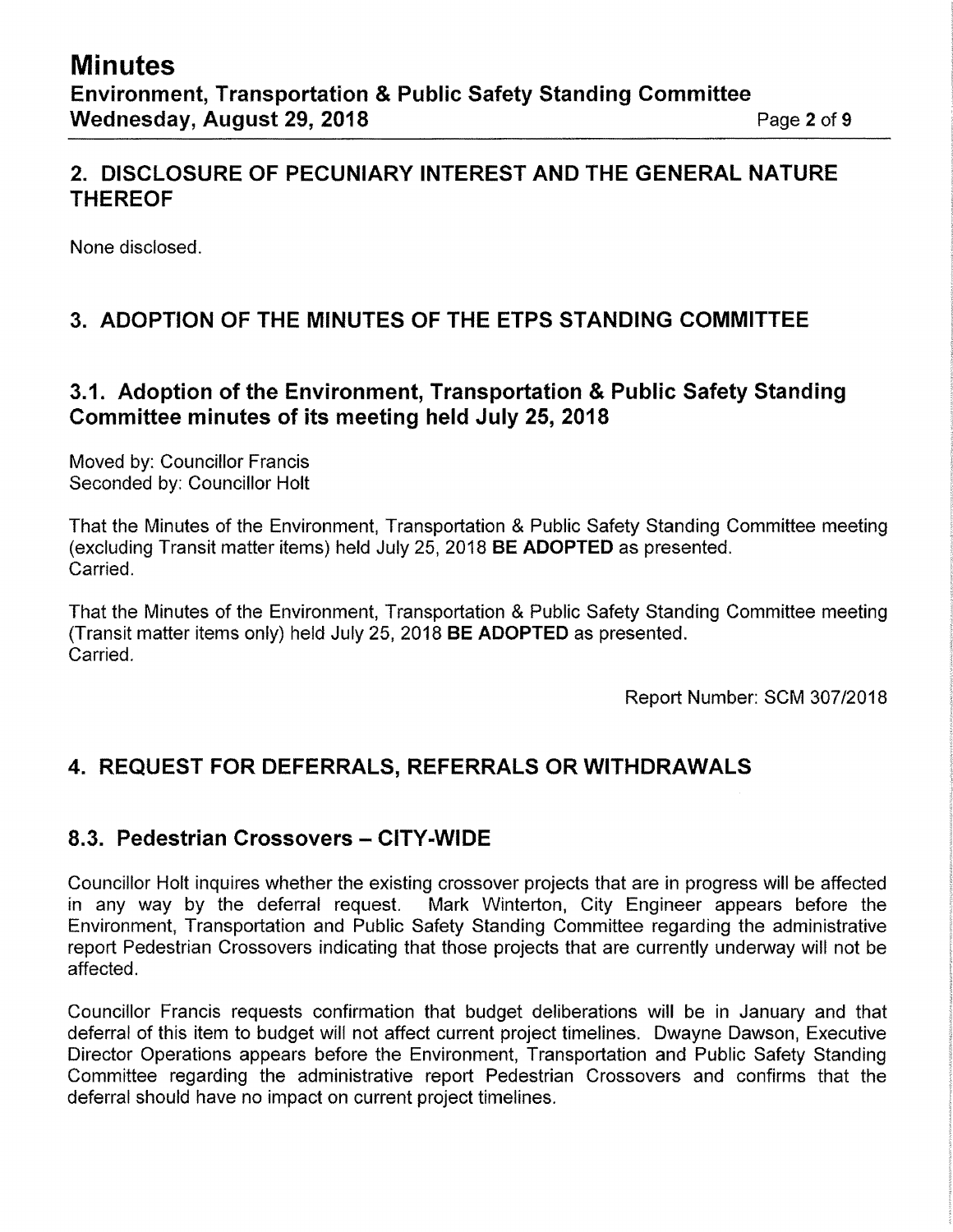## 2. DISCLOSURE OF PECUNIARY INTEREST AND THE GENERAL NATURE THEREOF

None disclosed.

## 3. ADOPTION OF THE MINUTES OF THE ETPS STANDING COMMITTEE

### 3.1. Adoption of the Environment, Transportation & Public Safety Standing Committee minutes of its meeting held July 25, 2018

Moved by: Councillor Francis
Seconded by: Councillor Holt

That the Minutes of the Environment, Transportation & Public Safety Standing Committee meeting (excluding Transit matter items) held July 25, 2018 **BE ADOPTED** as presented.
Carried.

That the Minutes of the Environment, Transportation & Public Safety Standing Committee meeting (Transit matter items only) held July 25, 2018 **BE ADOPTED** as presented.
Carried.

Report Number: SCM 307/2018

## 4. REQUEST FOR DEFERRALS, REFERRALS OR WITHDRAWALS

### 8.3. Pedestrian Crossovers – CITY-WIDE

Councillor Holt inquires whether the existing crossover projects that are in progress will be affected in any way by the deferral request. Mark Winterton, City Engineer appears before the Environment, Transportation and Public Safety Standing Committee regarding the administrative report Pedestrian Crossovers indicating that those projects that are currently underway will not be affected.

Councillor Francis requests confirmation that budget deliberations will be in January and that deferral of this item to budget will not affect current project timelines. Dwayne Dawson, Executive Director Operations appears before the Environment, Transportation and Public Safety Standing Committee regarding the administrative report Pedestrian Crossovers and confirms that the deferral should have no impact on current project timelines.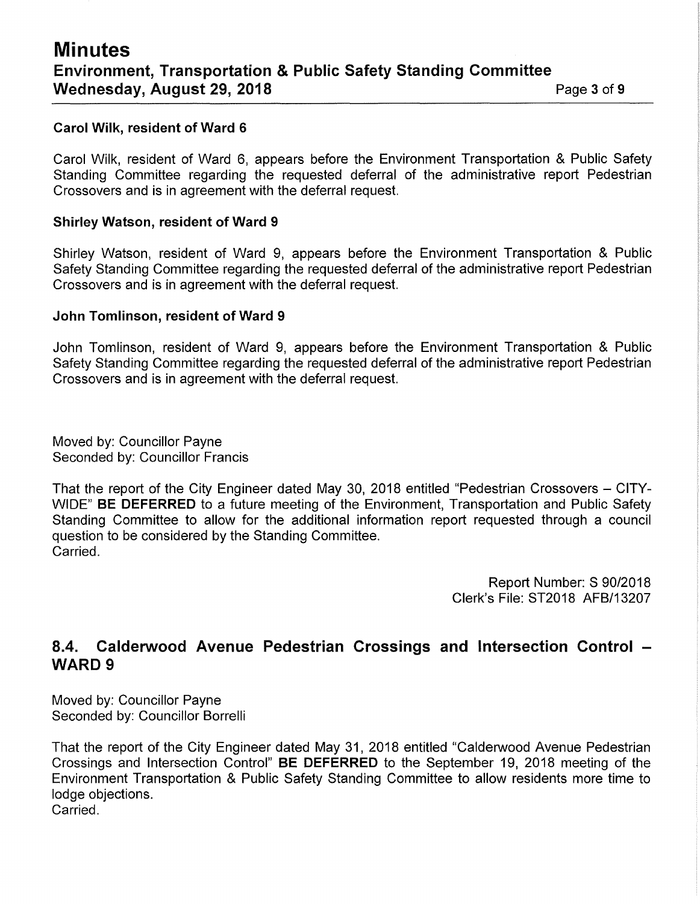**Carol Wilk, resident of Ward 6**

Carol Wilk, resident of Ward 6, appears before the Environment Transportation & Public Safety Standing Committee regarding the requested deferral of the administrative report Pedestrian Crossovers and is in agreement with the deferral request.

**Shirley Watson, resident of Ward 9**

Shirley Watson, resident of Ward 9, appears before the Environment Transportation & Public Safety Standing Committee regarding the requested deferral of the administrative report Pedestrian Crossovers and is in agreement with the deferral request.

**John Tomlinson, resident of Ward 9**

John Tomlinson, resident of Ward 9, appears before the Environment Transportation & Public Safety Standing Committee regarding the requested deferral of the administrative report Pedestrian Crossovers and is in agreement with the deferral request.

Moved by: Councillor Payne
Seconded by: Councillor Francis

That the report of the City Engineer dated May 30, 2018 entitled "Pedestrian Crossovers – CITY-WIDE" **BE DEFERRED** to a future meeting of the Environment, Transportation and Public Safety Standing Committee to allow for the additional information report requested through a council question to be considered by the Standing Committee.
Carried.

Report Number: S 90/2018
Clerk's File: ST2018 AFB/13207

## 8.4. Calderwood Avenue Pedestrian Crossings and Intersection Control – WARD 9

Moved by: Councillor Payne
Seconded by: Councillor Borrelli

That the report of the City Engineer dated May 31, 2018 entitled "Calderwood Avenue Pedestrian Crossings and Intersection Control" **BE DEFERRED** to the September 19, 2018 meeting of the Environment Transportation & Public Safety Standing Committee to allow residents more time to lodge objections.
Carried.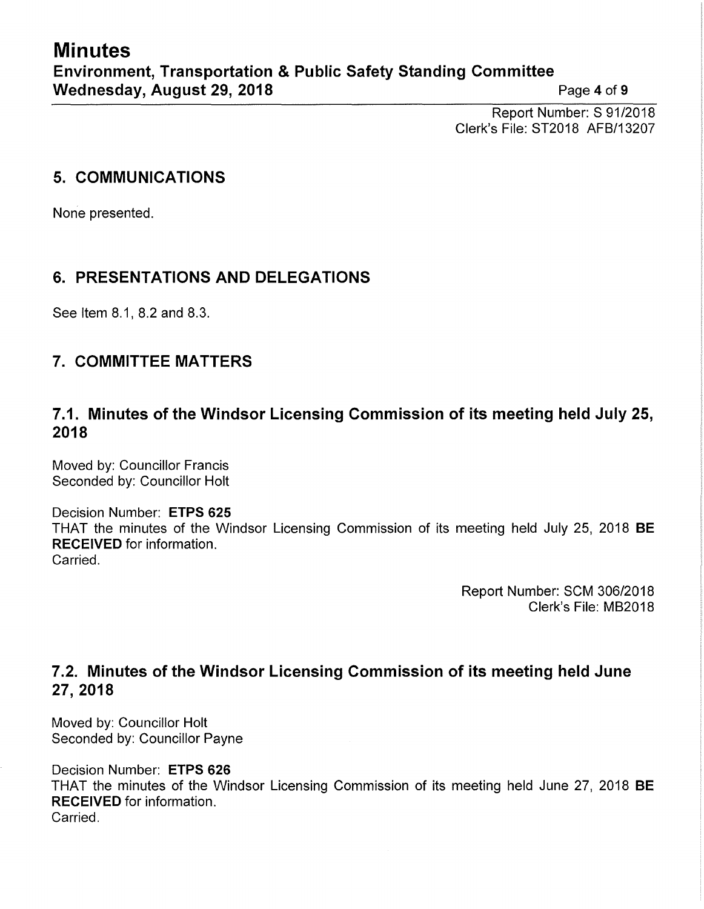Report Number: S 91/2018
Clerk's File: ST2018 AFB/13207

## 5. COMMUNICATIONS

None presented.

## 6. PRESENTATIONS AND DELEGATIONS

See Item 8.1, 8.2 and 8.3.

## 7. COMMITTEE MATTERS

### 7.1. Minutes of the Windsor Licensing Commission of its meeting held July 25, 2018

Moved by: Councillor Francis
Seconded by: Councillor Holt

Decision Number: **ETPS 625**
THAT the minutes of the Windsor Licensing Commission of its meeting held July 25, 2018 **BE RECEIVED** for information.
Carried.

Report Number: SCM 306/2018
Clerk's File: MB2018

### 7.2. Minutes of the Windsor Licensing Commission of its meeting held June 27, 2018

Moved by: Councillor Holt
Seconded by: Councillor Payne

Decision Number: **ETPS 626**
THAT the minutes of the Windsor Licensing Commission of its meeting held June 27, 2018 **BE RECEIVED** for information.
Carried.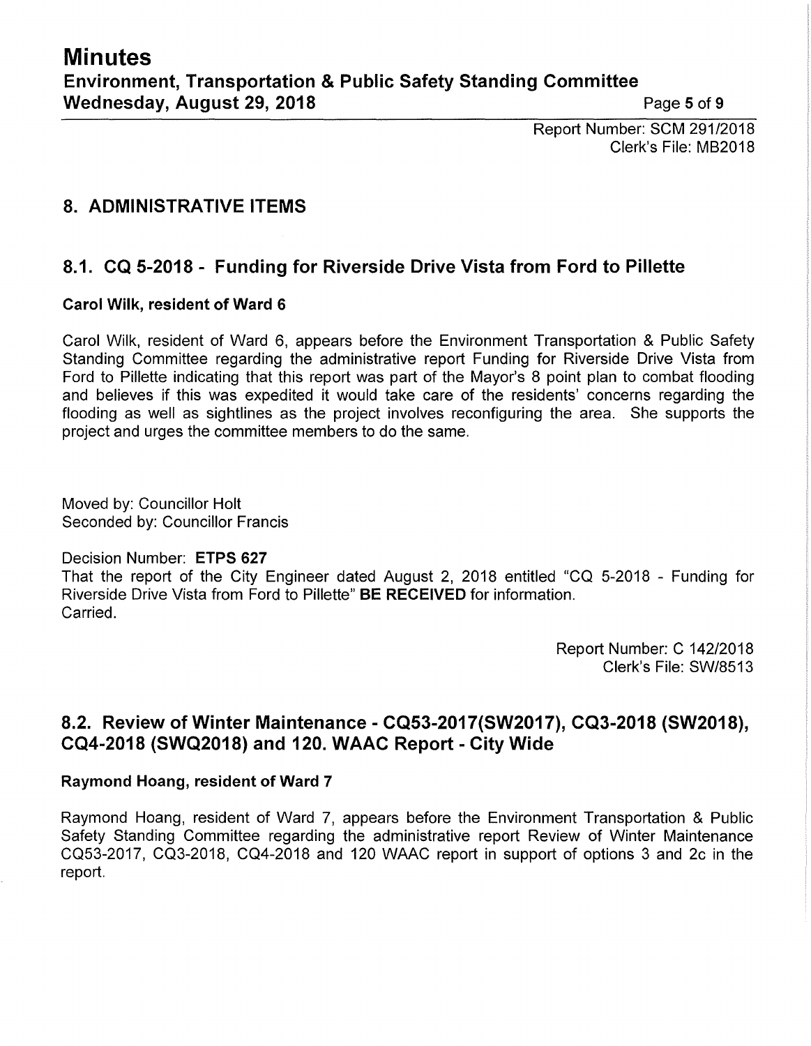Report Number: SCM 291/2018
Clerk's File: MB2018

## 8. ADMINISTRATIVE ITEMS

### 8.1. CQ 5-2018 - Funding for Riverside Drive Vista from Ford to Pillette

**Carol Wilk, resident of Ward 6**

Carol Wilk, resident of Ward 6, appears before the Environment Transportation & Public Safety Standing Committee regarding the administrative report Funding for Riverside Drive Vista from Ford to Pillette indicating that this report was part of the Mayor's 8 point plan to combat flooding and believes if this was expedited it would take care of the residents' concerns regarding the flooding as well as sightlines as the project involves reconfiguring the area. She supports the project and urges the committee members to do the same.

Moved by: Councillor Holt
Seconded by: Councillor Francis

Decision Number: **ETPS 627**
That the report of the City Engineer dated August 2, 2018 entitled "CQ 5-2018 - Funding for Riverside Drive Vista from Ford to Pillette" **BE RECEIVED** for information.
Carried.

Report Number: C 142/2018
Clerk's File: SW/8513

### 8.2. Review of Winter Maintenance - CQ53-2017(SW2017), CQ3-2018 (SW2018), CQ4-2018 (SWQ2018) and 120. WAAC Report - City Wide

**Raymond Hoang, resident of Ward 7**

Raymond Hoang, resident of Ward 7, appears before the Environment Transportation & Public Safety Standing Committee regarding the administrative report Review of Winter Maintenance CQ53-2017, CQ3-2018, CQ4-2018 and 120 WAAC report in support of options 3 and 2c in the report.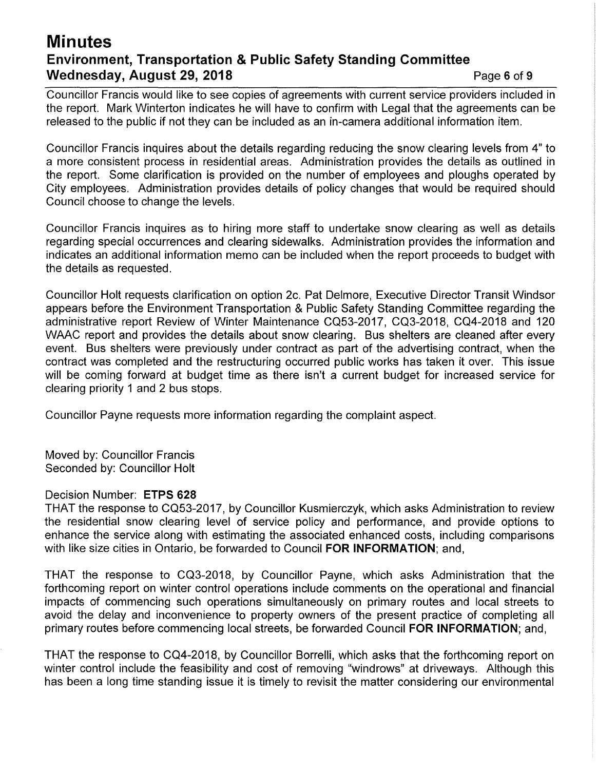Councillor Francis would like to see copies of agreements with current service providers included in the report. Mark Winterton indicates he will have to confirm with Legal that the agreements can be released to the public if not they can be included as an in-camera additional information item.

Councillor Francis inquires about the details regarding reducing the snow clearing levels from 4" to a more consistent process in residential areas. Administration provides the details as outlined in the report. Some clarification is provided on the number of employees and ploughs operated by City employees. Administration provides details of policy changes that would be required should Council choose to change the levels.

Councillor Francis inquires as to hiring more staff to undertake snow clearing as well as details regarding special occurrences and clearing sidewalks. Administration provides the information and indicates an additional information memo can be included when the report proceeds to budget with the details as requested.

Councillor Holt requests clarification on option 2c. Pat Delmore, Executive Director Transit Windsor appears before the Environment Transportation & Public Safety Standing Committee regarding the administrative report Review of Winter Maintenance CQ53-2017, CQ3-2018, CQ4-2018 and 120 WAAC report and provides the details about snow clearing. Bus shelters are cleaned after every event. Bus shelters were previously under contract as part of the advertising contract, when the contract was completed and the restructuring occurred public works has taken it over. This issue will be coming forward at budget time as there isn't a current budget for increased service for clearing priority 1 and 2 bus stops.

Councillor Payne requests more information regarding the complaint aspect.

Moved by: Councillor Francis
Seconded by: Councillor Holt

Decision Number: **ETPS 628**
THAT the response to CQ53-2017, by Councillor Kusmierczyk, which asks Administration to review the residential snow clearing level of service policy and performance, and provide options to enhance the service along with estimating the associated enhanced costs, including comparisons with like size cities in Ontario, be forwarded to Council **FOR INFORMATION**; and,

THAT the response to CQ3-2018, by Councillor Payne, which asks Administration that the forthcoming report on winter control operations include comments on the operational and financial impacts of commencing such operations simultaneously on primary routes and local streets to avoid the delay and inconvenience to property owners of the present practice of completing all primary routes before commencing local streets, be forwarded Council **FOR INFORMATION**; and,

THAT the response to CQ4-2018, by Councillor Borrelli, which asks that the forthcoming report on winter control include the feasibility and cost of removing "windrows" at driveways. Although this has been a long time standing issue it is timely to revisit the matter considering our environmental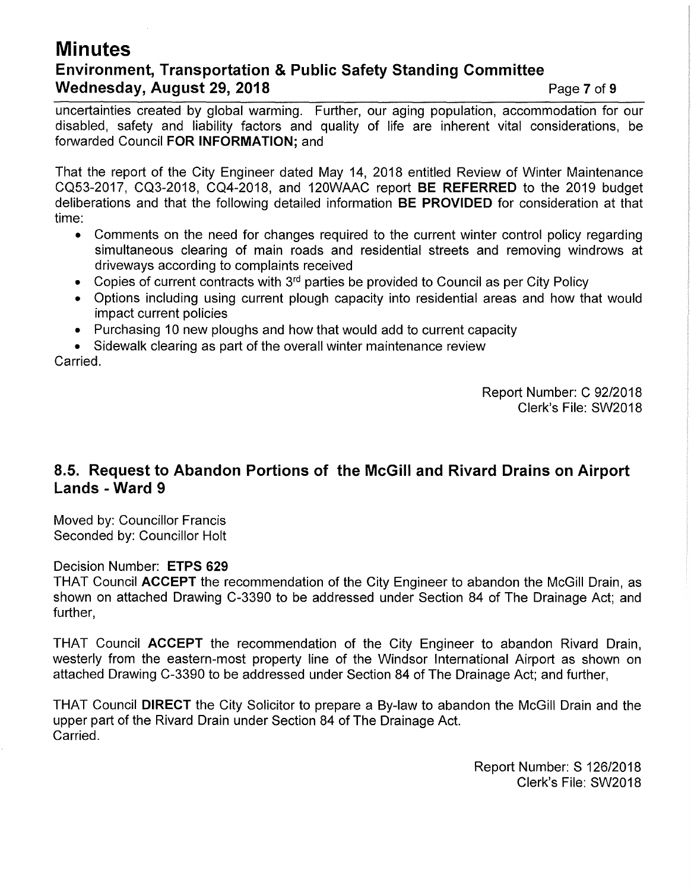uncertainties created by global warming. Further, our aging population, accommodation for our disabled, safety and liability factors and quality of life are inherent vital considerations, be forwarded Council **FOR INFORMATION;** and

That the report of the City Engineer dated May 14, 2018 entitled Review of Winter Maintenance CQ53-2017, CQ3-2018, CQ4-2018, and 120WAAC report **BE REFERRED** to the 2019 budget deliberations and that the following detailed information **BE PROVIDED** for consideration at that time:

- Comments on the need for changes required to the current winter control policy regarding simultaneous clearing of main roads and residential streets and removing windrows at driveways according to complaints received
- Copies of current contracts with 3rd parties be provided to Council as per City Policy
- Options including using current plough capacity into residential areas and how that would impact current policies
- Purchasing 10 new ploughs and how that would add to current capacity
- Sidewalk clearing as part of the overall winter maintenance review

Carried.

Report Number: C 92/2018
Clerk's File: SW2018

## 8.5. Request to Abandon Portions of the McGill and Rivard Drains on Airport Lands - Ward 9

Moved by: Councillor Francis
Seconded by: Councillor Holt

Decision Number: **ETPS 629**

THAT Council **ACCEPT** the recommendation of the City Engineer to abandon the McGill Drain, as shown on attached Drawing C-3390 to be addressed under Section 84 of The Drainage Act; and further,

THAT Council **ACCEPT** the recommendation of the City Engineer to abandon Rivard Drain, westerly from the eastern-most property line of the Windsor International Airport as shown on attached Drawing C-3390 to be addressed under Section 84 of The Drainage Act; and further,

THAT Council **DIRECT** the City Solicitor to prepare a By-law to abandon the McGill Drain and the upper part of the Rivard Drain under Section 84 of The Drainage Act.
Carried.

Report Number: S 126/2018
Clerk's File: SW2018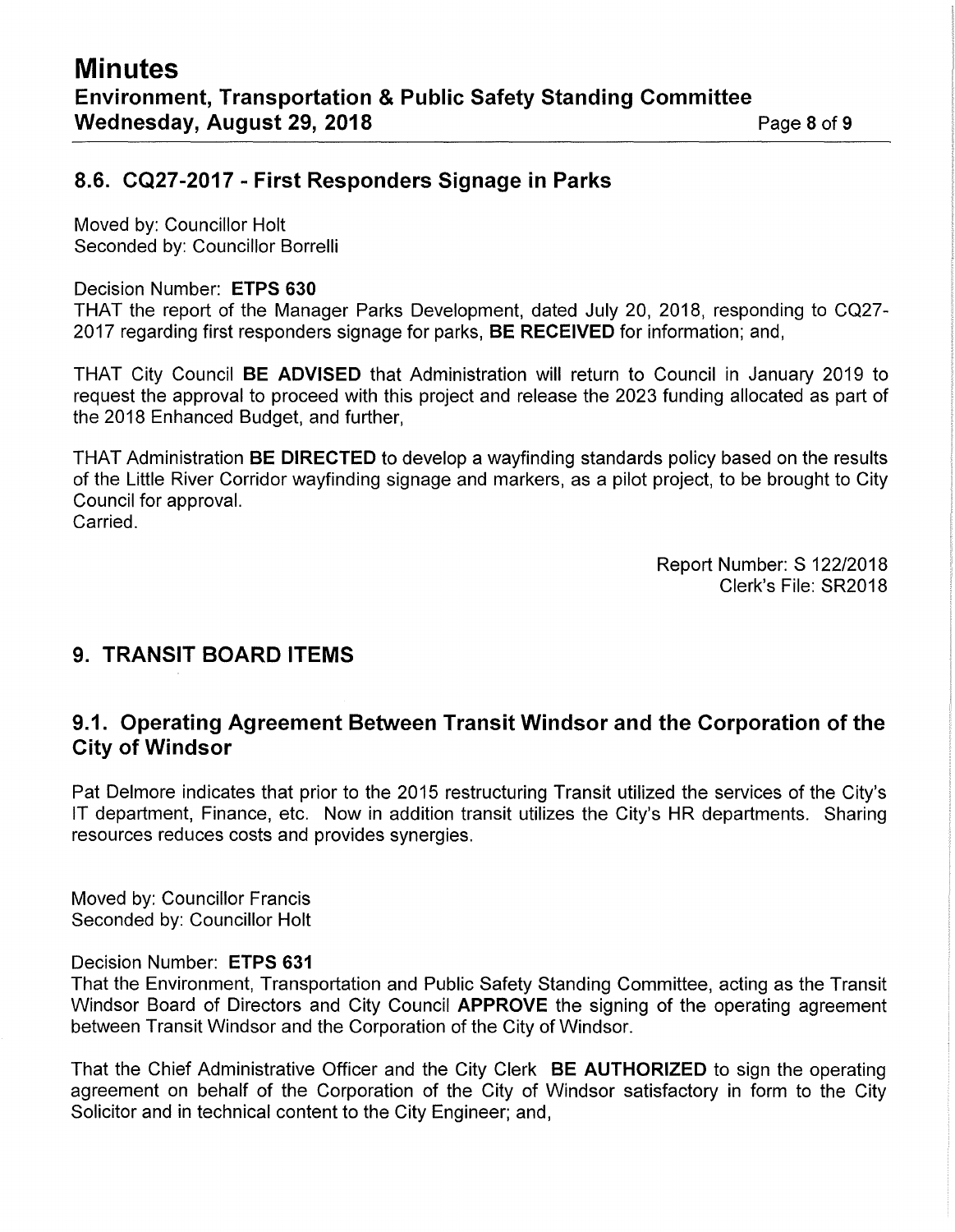## 8.6. CQ27-2017 - First Responders Signage in Parks

Moved by: Councillor Holt
Seconded by: Councillor Borrelli

Decision Number: **ETPS 630**
THAT the report of the Manager Parks Development, dated July 20, 2018, responding to CQ27-2017 regarding first responders signage for parks, **BE RECEIVED** for information; and,

THAT City Council **BE ADVISED** that Administration will return to Council in January 2019 to request the approval to proceed with this project and release the 2023 funding allocated as part of the 2018 Enhanced Budget, and further,

THAT Administration **BE DIRECTED** to develop a wayfinding standards policy based on the results of the Little River Corridor wayfinding signage and markers, as a pilot project, to be brought to City Council for approval.
Carried.

Report Number: S 122/2018
Clerk's File: SR2018

# 9. TRANSIT BOARD ITEMS

## 9.1. Operating Agreement Between Transit Windsor and the Corporation of the City of Windsor

Pat Delmore indicates that prior to the 2015 restructuring Transit utilized the services of the City's IT department, Finance, etc. Now in addition transit utilizes the City's HR departments. Sharing resources reduces costs and provides synergies.

Moved by: Councillor Francis
Seconded by: Councillor Holt

Decision Number: **ETPS 631**
That the Environment, Transportation and Public Safety Standing Committee, acting as the Transit Windsor Board of Directors and City Council **APPROVE** the signing of the operating agreement between Transit Windsor and the Corporation of the City of Windsor.

That the Chief Administrative Officer and the City Clerk **BE AUTHORIZED** to sign the operating agreement on behalf of the Corporation of the City of Windsor satisfactory in form to the City Solicitor and in technical content to the City Engineer; and,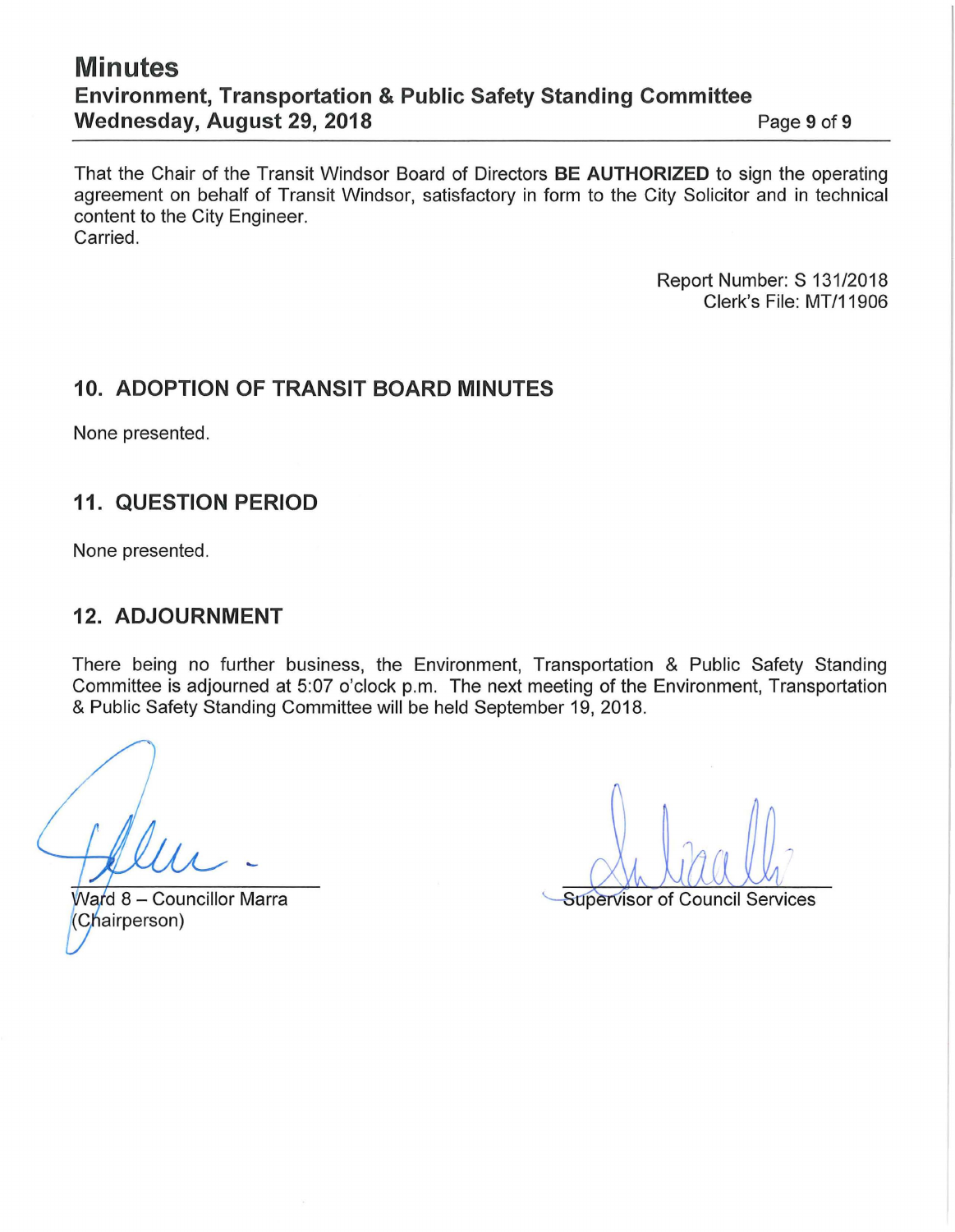That the Chair of the Transit Windsor Board of Directors **BE AUTHORIZED** to sign the operating agreement on behalf of Transit Windsor, satisfactory in form to the City Solicitor and in technical content to the City Engineer.
Carried.

Report Number: S 131/2018
Clerk's File: MT/11906

## 10. ADOPTION OF TRANSIT BOARD MINUTES

None presented.

## 11. QUESTION PERIOD

None presented.

## 12. ADJOURNMENT

There being no further business, the Environment, Transportation & Public Safety Standing Committee is adjourned at 5:07 o'clock p.m. The next meeting of the Environment, Transportation & Public Safety Standing Committee will be held September 19, 2018.

Ward 8 – Councillor Marra
(Chairperson)

Supervisor of Council Services